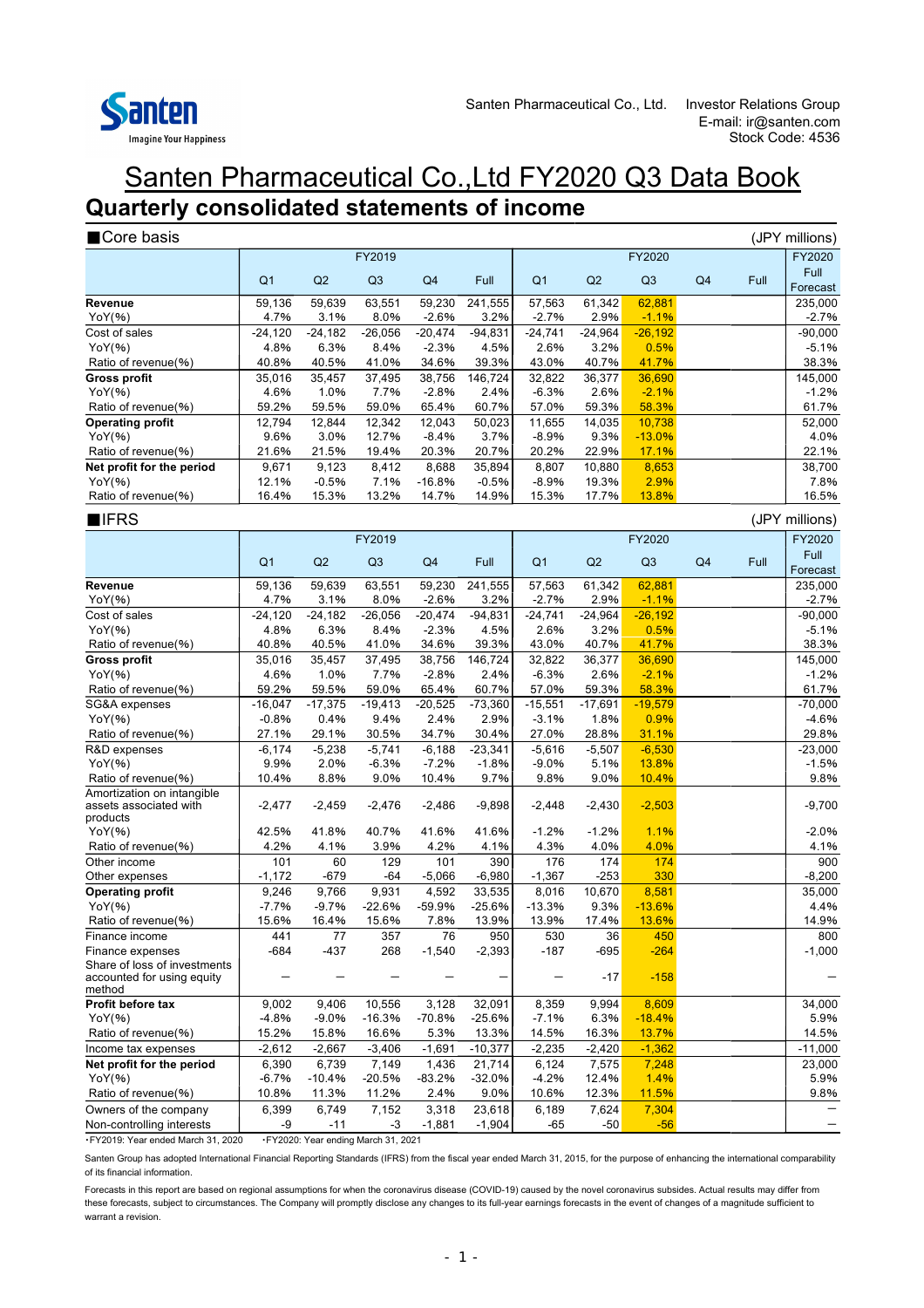Santen Pharmaceutical Co., Ltd. Investor Relations Group
E-mail: ir@santen.com
Stock Code: 4536

# Santen Pharmaceutical Co.,Ltd FY2020 Q3 Data Book

## Quarterly consolidated statements of income

### ■Core basis

(JPY millions)

| | FY2019 | | | | | FY2020 | | | | | FY2020 |
|---|---|---|---|---|---|---|---|---|---|---|---|
| | Q1 | Q2 | Q3 | Q4 | Full | Q1 | Q2 | Q3 | Q4 | Full | Full Forecast |
| **Revenue** | 59,136 | 59,639 | 63,551 | 59,230 | 241,555 | 57,563 | 61,342 | 62,881 | | | 235,000 |
| YoY(%) | 4.7% | 3.1% | 8.0% | -2.6% | 3.2% | -2.7% | 2.9% | -1.1% | | | -2.7% |
| Cost of sales | -24,120 | -24,182 | -26,056 | -20,474 | -94,831 | -24,741 | -24,964 | -26,192 | | | -90,000 |
| YoY(%) | 4.8% | 6.3% | 8.4% | -2.3% | 4.5% | 2.6% | 3.2% | 0.5% | | | -5.1% |
| Ratio of revenue(%) | 40.8% | 40.5% | 41.0% | 34.6% | 39.3% | 43.0% | 40.7% | 41.7% | | | 38.3% |
| **Gross profit** | 35,016 | 35,457 | 37,495 | 38,756 | 146,724 | 32,822 | 36,377 | 36,690 | | | 145,000 |
| YoY(%) | 4.6% | 1.0% | 7.7% | -2.8% | 2.4% | -6.3% | 2.6% | -2.1% | | | -1.2% |
| Ratio of revenue(%) | 59.2% | 59.5% | 59.0% | 65.4% | 60.7% | 57.0% | 59.3% | 58.3% | | | 61.7% |
| **Operating profit** | 12,794 | 12,844 | 12,342 | 12,043 | 50,023 | 11,655 | 14,035 | 10,738 | | | 52,000 |
| YoY(%) | 9.6% | 3.0% | 12.7% | -8.4% | 3.7% | -8.9% | 9.3% | -13.0% | | | 4.0% |
| Ratio of revenue(%) | 21.6% | 21.5% | 19.4% | 20.3% | 20.7% | 20.2% | 22.9% | 17.1% | | | 22.1% |
| **Net profit for the period** | 9,671 | 9,123 | 8,412 | 8,688 | 35,894 | 8,807 | 10,880 | 8,653 | | | 38,700 |
| YoY(%) | 12.1% | -0.5% | 7.1% | -16.8% | -0.5% | -8.9% | 19.3% | 2.9% | | | 7.8% |
| Ratio of revenue(%) | 16.4% | 15.3% | 13.2% | 14.7% | 14.9% | 15.3% | 17.7% | 13.8% | | | 16.5% |

### ■IFRS

(JPY millions)

| | FY2019 | | | | | FY2020 | | | | | FY2020 |
|---|---|---|---|---|---|---|---|---|---|---|---|
| | Q1 | Q2 | Q3 | Q4 | Full | Q1 | Q2 | Q3 | Q4 | Full | Full Forecast |
| **Revenue** | 59,136 | 59,639 | 63,551 | 59,230 | 241,555 | 57,563 | 61,342 | 62,881 | | | 235,000 |
| YoY(%) | 4.7% | 3.1% | 8.0% | -2.6% | 3.2% | -2.7% | 2.9% | -1.1% | | | -2.7% |
| Cost of sales | -24,120 | -24,182 | -26,056 | -20,474 | -94,831 | -24,741 | -24,964 | -26,192 | | | -90,000 |
| YoY(%) | 4.8% | 6.3% | 8.4% | -2.3% | 4.5% | 2.6% | 3.2% | 0.5% | | | -5.1% |
| Ratio of revenue(%) | 40.8% | 40.5% | 41.0% | 34.6% | 39.3% | 43.0% | 40.7% | 41.7% | | | 38.3% |
| **Gross profit** | 35,016 | 35,457 | 37,495 | 38,756 | 146,724 | 32,822 | 36,377 | 36,690 | | | 145,000 |
| YoY(%) | 4.6% | 1.0% | 7.7% | -2.8% | 2.4% | -6.3% | 2.6% | -2.1% | | | -1.2% |
| Ratio of revenue(%) | 59.2% | 59.5% | 59.0% | 65.4% | 60.7% | 57.0% | 59.3% | 58.3% | | | 61.7% |
| SG&A expenses | -16,047 | -17,375 | -19,413 | -20,525 | -73,360 | -15,551 | -17,691 | -19,579 | | | -70,000 |
| YoY(%) | -0.8% | 0.4% | 9.4% | 2.4% | 2.9% | -3.1% | 1.8% | 0.9% | | | -4.6% |
| Ratio of revenue(%) | 27.1% | 29.1% | 30.5% | 34.7% | 30.4% | 27.0% | 28.8% | 31.1% | | | 29.8% |
| R&D expenses | -6,174 | -5,238 | -5,741 | -6,188 | -23,341 | -5,616 | -5,507 | -6,530 | | | -23,000 |
| YoY(%) | 9.9% | 2.0% | -6.3% | -7.2% | -1.8% | -9.0% | 5.1% | 13.8% | | | -1.5% |
| Ratio of revenue(%) | 10.4% | 8.8% | 9.0% | 10.4% | 9.7% | 9.8% | 9.0% | 10.4% | | | 9.8% |
| Amortization on intangible assets associated with products | -2,477 | -2,459 | -2,476 | -2,486 | -9,898 | -2,448 | -2,430 | -2,503 | | | -9,700 |
| YoY(%) | 42.5% | 41.8% | 40.7% | 41.6% | 41.6% | -1.2% | -1.2% | 1.1% | | | -2.0% |
| Ratio of revenue(%) | 4.2% | 4.1% | 3.9% | 4.2% | 4.1% | 4.3% | 4.0% | 4.0% | | | 4.1% |
| Other income | 101 | 60 | 129 | 101 | 390 | 176 | 174 | 174 | | | 900 |
| Other expenses | -1,172 | -679 | -64 | -5,066 | -6,980 | -1,367 | -253 | 330 | | | -8,200 |
| **Operating profit** | 9,246 | 9,766 | 9,931 | 4,592 | 33,535 | 8,016 | 10,670 | 8,581 | | | 35,000 |
| YoY(%) | -7.7% | -9.7% | -22.6% | -59.9% | -25.6% | -13.3% | 9.3% | -13.6% | | | 4.4% |
| Ratio of revenue(%) | 15.6% | 16.4% | 15.6% | 7.8% | 13.9% | 13.9% | 17.4% | 13.6% | | | 14.9% |
| Finance income | 441 | 77 | 357 | 76 | 950 | 530 | 36 | 450 | | | 800 |
| Finance expenses | -684 | -437 | 268 | -1,540 | -2,393 | -187 | -695 | -264 | | | -1,000 |
| Share of loss of investments accounted for using equity method | — | — | — | — | — | — | -17 | -158 | | | — |
| **Profit before tax** | 9,002 | 9,406 | 10,556 | 3,128 | 32,091 | 8,359 | 9,994 | 8,609 | | | 34,000 |
| YoY(%) | -4.8% | -9.0% | -16.3% | -70.8% | -25.6% | -7.1% | 6.3% | -18.4% | | | 5.9% |
| Ratio of revenue(%) | 15.2% | 15.8% | 16.6% | 5.3% | 13.3% | 14.5% | 16.3% | 13.7% | | | 14.5% |
| Income tax expenses | -2,612 | -2,667 | -3,406 | -1,691 | -10,377 | -2,235 | -2,420 | -1,362 | | | -11,000 |
| **Net profit for the period** | 6,390 | 6,739 | 7,149 | 1,436 | 21,714 | 6,124 | 7,575 | 7,248 | | | 23,000 |
| YoY(%) | -6.7% | -10.4% | -20.5% | -83.2% | -32.0% | -4.2% | 12.4% | 1.4% | | | 5.9% |
| Ratio of revenue(%) | 10.8% | 11.3% | 11.2% | 2.4% | 9.0% | 10.6% | 12.3% | 11.5% | | | 9.8% |
| Owners of the company | 6,399 | 6,749 | 7,152 | 3,318 | 23,618 | 6,189 | 7,624 | 7,304 | | | — |
| Non-controlling interests | -9 | -11 | -3 | -1,881 | -1,904 | -65 | -50 | -56 | | | — |

・FY2019: Year ended March 31, 2020　・FY2020: Year ending March 31, 2021

Santen Group has adopted International Financial Reporting Standards (IFRS) from the fiscal year ended March 31, 2015, for the purpose of enhancing the international comparability of its financial information.

Forecasts in this report are based on regional assumptions for when the coronavirus disease (COVID-19) caused by the novel coronavirus subsides. Actual results may differ from these forecasts, subject to circumstances. The Company will promptly disclose any changes to its full-year earnings forecasts in the event of changes of a magnitude sufficient to warrant a revision.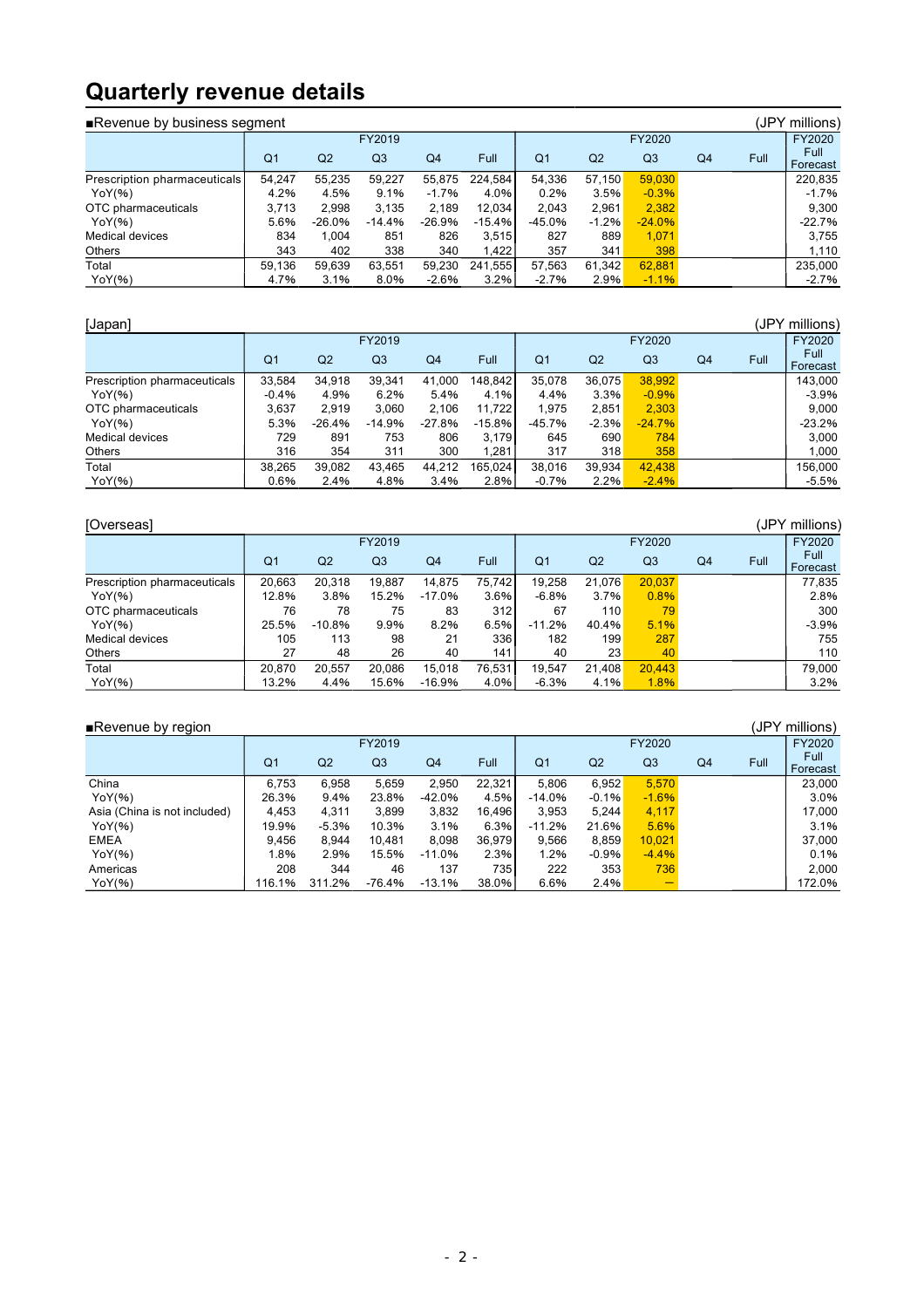# Quarterly revenue details

■Revenue by business segment (JPY millions)

| | FY2019 | | | | | FY2020 | | | | | FY2020 |
|---|---|---|---|---|---|---|---|---|---|---|---|
| | Q1 | Q2 | Q3 | Q4 | Full | Q1 | Q2 | Q3 | Q4 | Full | Full Forecast |
| Prescription pharmaceuticals | 54,247 | 55,235 | 59,227 | 55,875 | 224,584 | 54,336 | 57,150 | 59,030 | | | 220,835 |
| YoY(%) | 4.2% | 4.5% | 9.1% | -1.7% | 4.0% | 0.2% | 3.5% | -0.3% | | | -1.7% |
| OTC pharmaceuticals | 3,713 | 2,998 | 3,135 | 2,189 | 12,034 | 2,043 | 2,961 | 2,382 | | | 9,300 |
| YoY(%) | 5.6% | -26.0% | -14.4% | -26.9% | -15.4% | -45.0% | -1.2% | -24.0% | | | -22.7% |
| Medical devices | 834 | 1,004 | 851 | 826 | 3,515 | 827 | 889 | 1,071 | | | 3,755 |
| Others | 343 | 402 | 338 | 340 | 1,422 | 357 | 341 | 398 | | | 1,110 |
| Total | 59,136 | 59,639 | 63,551 | 59,230 | 241,555 | 57,563 | 61,342 | 62,881 | | | 235,000 |
| YoY(%) | 4.7% | 3.1% | 8.0% | -2.6% | 3.2% | -2.7% | 2.9% | -1.1% | | | -2.7% |

[Japan] (JPY millions)

| | FY2019 | | | | | FY2020 | | | | | FY2020 |
|---|---|---|---|---|---|---|---|---|---|---|---|
| | Q1 | Q2 | Q3 | Q4 | Full | Q1 | Q2 | Q3 | Q4 | Full | Full Forecast |
| Prescription pharmaceuticals | 33,584 | 34,918 | 39,341 | 41,000 | 148,842 | 35,078 | 36,075 | 38,992 | | | 143,000 |
| YoY(%) | -0.4% | 4.9% | 6.2% | 5.4% | 4.1% | 4.4% | 3.3% | -0.9% | | | -3.9% |
| OTC pharmaceuticals | 3,637 | 2,919 | 3,060 | 2,106 | 11,722 | 1,975 | 2,851 | 2,303 | | | 9,000 |
| YoY(%) | 5.3% | -26.4% | -14.9% | -27.8% | -15.8% | -45.7% | -2.3% | -24.7% | | | -23.2% |
| Medical devices | 729 | 891 | 753 | 806 | 3,179 | 645 | 690 | 784 | | | 3,000 |
| Others | 316 | 354 | 311 | 300 | 1,281 | 317 | 318 | 358 | | | 1,000 |
| Total | 38,265 | 39,082 | 43,465 | 44,212 | 165,024 | 38,016 | 39,934 | 42,438 | | | 156,000 |
| YoY(%) | 0.6% | 2.4% | 4.8% | 3.4% | 2.8% | -0.7% | 2.2% | -2.4% | | | -5.5% |

[Overseas] (JPY millions)

| | FY2019 | | | | | FY2020 | | | | | FY2020 |
|---|---|---|---|---|---|---|---|---|---|---|---|
| | Q1 | Q2 | Q3 | Q4 | Full | Q1 | Q2 | Q3 | Q4 | Full | Full Forecast |
| Prescription pharmaceuticals | 20,663 | 20,318 | 19,887 | 14,875 | 75,742 | 19,258 | 21,076 | 20,037 | | | 77,835 |
| YoY(%) | 12.8% | 3.8% | 15.2% | -17.0% | 3.6% | -6.8% | 3.7% | 0.8% | | | 2.8% |
| OTC pharmaceuticals | 76 | 78 | 75 | 83 | 312 | 67 | 110 | 79 | | | 300 |
| YoY(%) | 25.5% | -10.8% | 9.9% | 8.2% | 6.5% | -11.2% | 40.4% | 5.1% | | | -3.9% |
| Medical devices | 105 | 113 | 98 | 21 | 336 | 182 | 199 | 287 | | | 755 |
| Others | 27 | 48 | 26 | 40 | 141 | 40 | 23 | 40 | | | 110 |
| Total | 20,870 | 20,557 | 20,086 | 15,018 | 76,531 | 19,547 | 21,408 | 20,443 | | | 79,000 |
| YoY(%) | 13.2% | 4.4% | 15.6% | -16.9% | 4.0% | -6.3% | 4.1% | 1.8% | | | 3.2% |

■Revenue by region (JPY millions)

| | FY2019 | | | | | FY2020 | | | | | FY2020 |
|---|---|---|---|---|---|---|---|---|---|---|---|
| | Q1 | Q2 | Q3 | Q4 | Full | Q1 | Q2 | Q3 | Q4 | Full | Full Forecast |
| China | 6,753 | 6,958 | 5,659 | 2,950 | 22,321 | 5,806 | 6,952 | 5,570 | | | 23,000 |
| YoY(%) | 26.3% | 9.4% | 23.8% | -42.0% | 4.5% | -14.0% | -0.1% | -1.6% | | | 3.0% |
| Asia (China is not included) | 4,453 | 4,311 | 3,899 | 3,832 | 16,496 | 3,953 | 5,244 | 4,117 | | | 17,000 |
| YoY(%) | 19.9% | -5.3% | 10.3% | 3.1% | 6.3% | -11.2% | 21.6% | 5.6% | | | 3.1% |
| EMEA | 9,456 | 8,944 | 10,481 | 8,098 | 36,979 | 9,566 | 8,859 | 10,021 | | | 37,000 |
| YoY(%) | 1.8% | 2.9% | 15.5% | -11.0% | 2.3% | 1.2% | -0.9% | -4.4% | | | 0.1% |
| Americas | 208 | 344 | 46 | 137 | 735 | 222 | 353 | 736 | | | 2,000 |
| YoY(%) | 116.1% | 311.2% | -76.4% | -13.1% | 38.0% | 6.6% | 2.4% | — | | | 172.0% |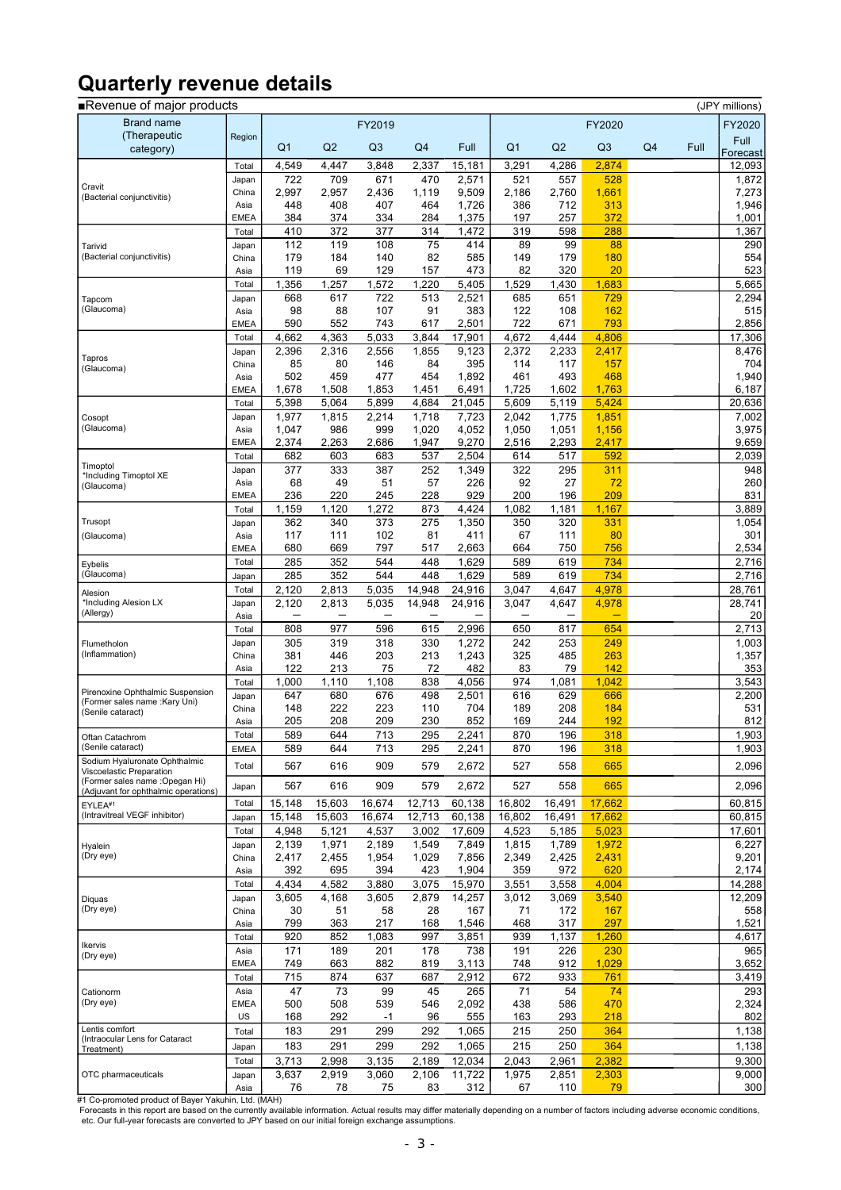# Quarterly revenue details

■Revenue of major products (JPY millions)

| Brand name (Therapeutic category) | Region | FY2019 Q1 | FY2019 Q2 | FY2019 Q3 | FY2019 Q4 | FY2019 Full | FY2020 Q1 | FY2020 Q2 | FY2020 Q3 | FY2020 Q4 | FY2020 Full | FY2020 Full Forecast |
|---|---|---|---|---|---|---|---|---|---|---|---|---|
| Cravit (Bacterial conjunctivitis) | Total | 4,549 | 4,447 | 3,848 | 2,337 | 15,181 | 3,291 | 4,286 | 2,874 | | | 12,093 |
| | Japan | 722 | 709 | 671 | 470 | 2,571 | 521 | 557 | 528 | | | 1,872 |
| | China | 2,997 | 2,957 | 2,436 | 1,119 | 9,509 | 2,186 | 2,760 | 1,661 | | | 7,273 |
| | Asia | 448 | 408 | 407 | 464 | 1,726 | 386 | 712 | 313 | | | 1,946 |
| | EMEA | 384 | 374 | 334 | 284 | 1,375 | 197 | 257 | 372 | | | 1,001 |
| Tarivid (Bacterial conjunctivitis) | Total | 410 | 372 | 377 | 314 | 1,472 | 319 | 598 | 288 | | | 1,367 |
| | Japan | 112 | 119 | 108 | 75 | 414 | 89 | 99 | 88 | | | 290 |
| | China | 179 | 184 | 140 | 82 | 585 | 149 | 179 | 180 | | | 554 |
| | Asia | 119 | 69 | 129 | 157 | 473 | 82 | 320 | 20 | | | 523 |
| Tapcom (Glaucoma) | Total | 1,356 | 1,257 | 1,572 | 1,220 | 5,405 | 1,529 | 1,430 | 1,683 | | | 5,665 |
| | Japan | 668 | 617 | 722 | 513 | 2,521 | 685 | 651 | 729 | | | 2,294 |
| | Asia | 98 | 88 | 107 | 91 | 383 | 122 | 108 | 162 | | | 515 |
| | EMEA | 590 | 552 | 743 | 617 | 2,501 | 722 | 671 | 793 | | | 2,856 |
| Tapros (Glaucoma) | Total | 4,662 | 4,363 | 5,033 | 3,844 | 17,901 | 4,672 | 4,444 | 4,806 | | | 17,306 |
| | Japan | 2,396 | 2,316 | 2,556 | 1,855 | 9,123 | 2,372 | 2,233 | 2,417 | | | 8,476 |
| | China | 85 | 80 | 146 | 84 | 395 | 114 | 117 | 157 | | | 704 |
| | Asia | 502 | 459 | 477 | 454 | 1,892 | 461 | 493 | 468 | | | 1,940 |
| | EMEA | 1,678 | 1,508 | 1,853 | 1,451 | 6,491 | 1,725 | 1,602 | 1,763 | | | 6,187 |
| Cosopt (Glaucoma) | Total | 5,398 | 5,064 | 5,899 | 4,684 | 21,045 | 5,609 | 5,119 | 5,424 | | | 20,636 |
| | Japan | 1,977 | 1,815 | 2,214 | 1,718 | 7,723 | 2,042 | 1,775 | 1,851 | | | 7,002 |
| | Asia | 1,047 | 986 | 999 | 1,020 | 4,052 | 1,050 | 1,051 | 1,156 | | | 3,975 |
| | EMEA | 2,374 | 2,263 | 2,686 | 1,947 | 9,270 | 2,516 | 2,293 | 2,417 | | | 9,659 |
| Timoptol *Including Timoptol XE (Glaucoma) | Total | 682 | 603 | 683 | 537 | 2,504 | 614 | 517 | 592 | | | 2,039 |
| | Japan | 377 | 333 | 387 | 252 | 1,349 | 322 | 295 | 311 | | | 948 |
| | Asia | 68 | 49 | 51 | 57 | 226 | 92 | 27 | 72 | | | 260 |
| | EMEA | 236 | 220 | 245 | 228 | 929 | 200 | 196 | 209 | | | 831 |
| Trusopt (Glaucoma) | Total | 1,159 | 1,120 | 1,272 | 873 | 4,424 | 1,082 | 1,181 | 1,167 | | | 3,889 |
| | Japan | 362 | 340 | 373 | 275 | 1,350 | 350 | 320 | 331 | | | 1,054 |
| | Asia | 117 | 111 | 102 | 81 | 411 | 67 | 111 | 80 | | | 301 |
| | EMEA | 680 | 669 | 797 | 517 | 2,663 | 664 | 750 | 756 | | | 2,534 |
| Eybelis (Glaucoma) | Total | 285 | 352 | 544 | 448 | 1,629 | 589 | 619 | 734 | | | 2,716 |
| | Japan | 285 | 352 | 544 | 448 | 1,629 | 589 | 619 | 734 | | | 2,716 |
| Alesion *Including Alesion LX (Allergy) | Total | 2,120 | 2,813 | 5,035 | 14,948 | 24,916 | 3,047 | 4,647 | 4,978 | | | 28,761 |
| | Japan | 2,120 | 2,813 | 5,035 | 14,948 | 24,916 | 3,047 | 4,647 | 4,978 | | | 28,741 |
| | Asia | — | — | — | — | — | — | — | — | | | 20 |
| Flumetholon (Inflammation) | Total | 808 | 977 | 596 | 615 | 2,996 | 650 | 817 | 654 | | | 2,713 |
| | Japan | 305 | 319 | 318 | 330 | 1,272 | 242 | 253 | 249 | | | 1,003 |
| | China | 381 | 446 | 203 | 213 | 1,243 | 325 | 485 | 263 | | | 1,357 |
| | Asia | 122 | 213 | 75 | 72 | 482 | 83 | 79 | 142 | | | 353 |
| Pirenoxine Ophthalmic Suspension (Former sales name :Kary Uni) (Senile cataract) | Total | 1,000 | 1,110 | 1,108 | 838 | 4,056 | 974 | 1,081 | 1,042 | | | 3,543 |
| | Japan | 647 | 680 | 676 | 498 | 2,501 | 616 | 629 | 666 | | | 2,200 |
| | China | 148 | 222 | 223 | 110 | 704 | 189 | 208 | 184 | | | 531 |
| | Asia | 205 | 208 | 209 | 230 | 852 | 169 | 244 | 192 | | | 812 |
| Oftan Catachrom (Senile cataract) | Total | 589 | 644 | 713 | 295 | 2,241 | 870 | 196 | 318 | | | 1,903 |
| | EMEA | 589 | 644 | 713 | 295 | 2,241 | 870 | 196 | 318 | | | 1,903 |
| Sodium Hyaluronate Ophthalmic Viscoelastic Preparation (Former sales name :Opegan Hi) (Adjuvant for ophthalmic operations) | Total | 567 | 616 | 909 | 579 | 2,672 | 527 | 558 | 665 | | | 2,096 |
| | Japan | 567 | 616 | 909 | 579 | 2,672 | 527 | 558 | 665 | | | 2,096 |
| EYLEA#1 (Intravitreal VEGF inhibitor) | Total | 15,148 | 15,603 | 16,674 | 12,713 | 60,138 | 16,802 | 16,491 | 17,662 | | | 60,815 |
| | Japan | 15,148 | 15,603 | 16,674 | 12,713 | 60,138 | 16,802 | 16,491 | 17,662 | | | 60,815 |
| Hyalein (Dry eye) | Total | 4,948 | 5,121 | 4,537 | 3,002 | 17,609 | 4,523 | 5,185 | 5,023 | | | 17,601 |
| | Japan | 2,139 | 1,971 | 2,189 | 1,549 | 7,849 | 1,815 | 1,789 | 1,972 | | | 6,227 |
| | China | 2,417 | 2,455 | 1,954 | 1,029 | 7,856 | 2,349 | 2,425 | 2,431 | | | 9,201 |
| | Asia | 392 | 695 | 394 | 423 | 1,904 | 359 | 972 | 620 | | | 2,174 |
| Diquas (Dry eye) | Total | 4,434 | 4,582 | 3,880 | 3,075 | 15,970 | 3,551 | 3,558 | 4,004 | | | 14,288 |
| | Japan | 3,605 | 4,168 | 3,605 | 2,879 | 14,257 | 3,012 | 3,069 | 3,540 | | | 12,209 |
| | China | 30 | 51 | 58 | 28 | 167 | 71 | 172 | 167 | | | 558 |
| | Asia | 799 | 363 | 217 | 168 | 1,546 | 468 | 317 | 297 | | | 1,521 |
| Ikervis (Dry eye) | Total | 920 | 852 | 1,083 | 997 | 3,851 | 939 | 1,137 | 1,260 | | | 4,617 |
| | Asia | 171 | 189 | 201 | 178 | 738 | 191 | 226 | 230 | | | 965 |
| | EMEA | 749 | 663 | 882 | 819 | 3,113 | 748 | 912 | 1,029 | | | 3,652 |
| Cationorm (Dry eye) | Total | 715 | 874 | 637 | 687 | 2,912 | 672 | 933 | 761 | | | 3,419 |
| | Asia | 47 | 73 | 99 | 45 | 265 | 71 | 54 | 74 | | | 293 |
| | EMEA | 500 | 508 | 539 | 546 | 2,092 | 438 | 586 | 470 | | | 2,324 |
| | US | 168 | 292 | -1 | 96 | 555 | 163 | 293 | 218 | | | 802 |
| Lentis comfort (Intraocular Lens for Cataract Treatment) | Total | 183 | 291 | 299 | 292 | 1,065 | 215 | 250 | 364 | | | 1,138 |
| | Japan | 183 | 291 | 299 | 292 | 1,065 | 215 | 250 | 364 | | | 1,138 |
| OTC pharmaceuticals | Total | 3,713 | 2,998 | 3,135 | 2,189 | 12,034 | 2,043 | 2,961 | 2,382 | | | 9,300 |
| | Japan | 3,637 | 2,919 | 3,060 | 2,106 | 11,722 | 1,975 | 2,851 | 2,303 | | | 9,000 |
| | Asia | 76 | 78 | 75 | 83 | 312 | 67 | 110 | 79 | | | 300 |

#1 Co-promoted product of Bayer Yakuhin, Ltd. (MAH)

Forecasts in this report are based on the currently available information. Actual results may differ materially depending on a number of factors including adverse economic conditions, etc. Our full-year forecasts are converted to JPY based on our initial foreign exchange assumptions.